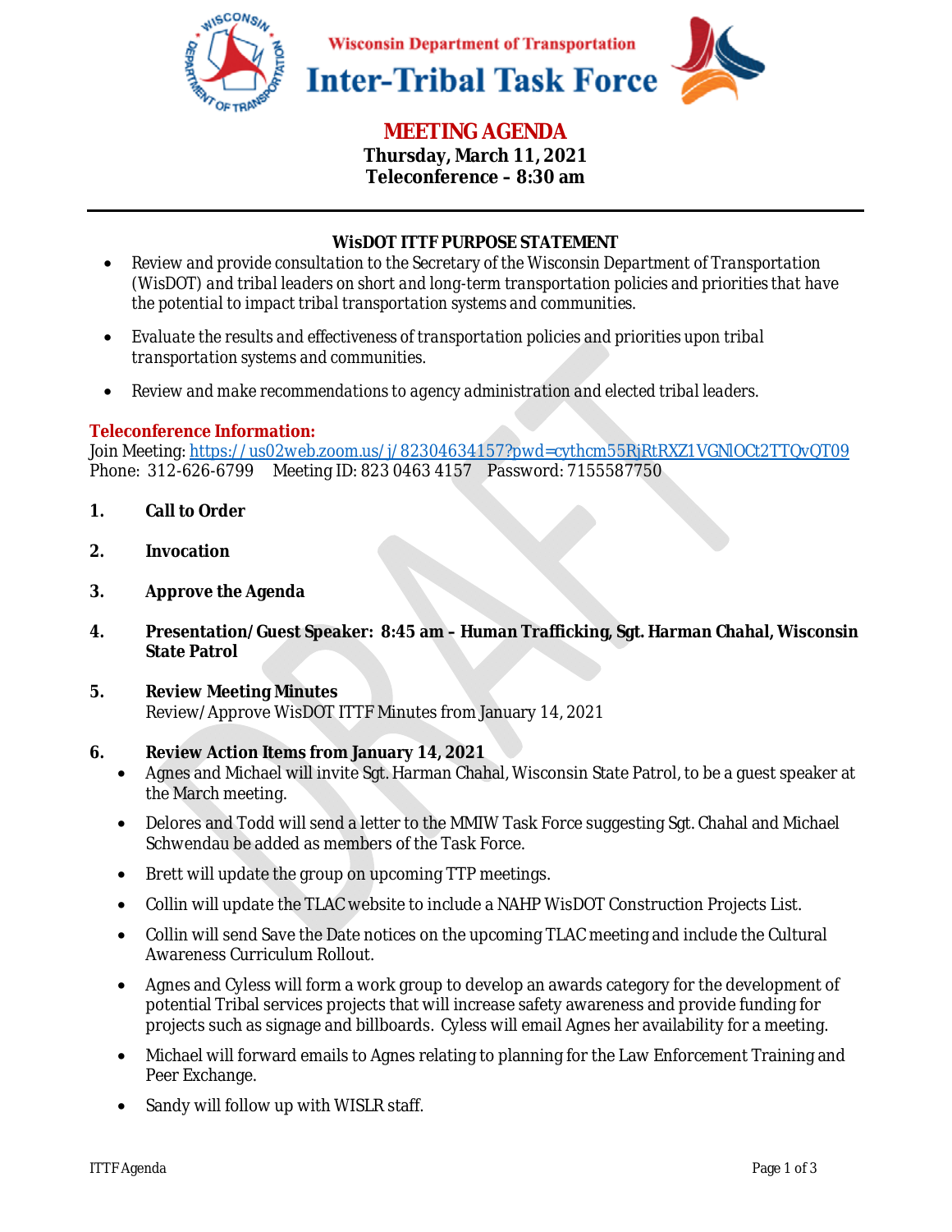Wisconsin Department of Transportation

# Inter-Tribal Task Force

## MEETING AGENDA

**Thursday, March 11, 2021**
**Teleconference – 8:30 am**

---

### WisDOT ITTF PURPOSE STATEMENT

- Review and provide consultation to the Secretary of the Wisconsin Department of Transportation (WisDOT) and tribal leaders on short and long-term transportation policies and priorities that have the potential to impact tribal transportation systems and communities.
- Evaluate the results and effectiveness of transportation policies and priorities upon tribal transportation systems and communities.
- Review and make recommendations to agency administration and elected tribal leaders.

**Teleconference Information:**
Join Meeting: https://us02web.zoom.us/j/82304634157?pwd=cythcm55RjRtRXZ1VGNlOCt2TTQvQT09
Phone: 312-626-6799 Meeting ID: 823 0463 4157 Password: 7155587750

1. **Call to Order**

2. **Invocation**

3. **Approve the Agenda**

4. **Presentation/Guest Speaker: 8:45 am – Human Trafficking, Sgt. Harman Chahal, Wisconsin State Patrol**

5. **Review Meeting Minutes**
   Review/Approve WisDOT ITTF Minutes from January 14, 2021

6. **Review Action Items from January 14, 2021**
   - Agnes and Michael will invite Sgt. Harman Chahal, Wisconsin State Patrol, to be a guest speaker at the March meeting.
   - Delores and Todd will send a letter to the MMIW Task Force suggesting Sgt. Chahal and Michael Schwendau be added as members of the Task Force.
   - Brett will update the group on upcoming TTP meetings.
   - Collin will update the TLAC website to include a NAHP WisDOT Construction Projects List.
   - Collin will send Save the Date notices on the upcoming TLAC meeting and include the Cultural Awareness Curriculum Rollout.
   - Agnes and Cyless will form a work group to develop an awards category for the development of potential Tribal services projects that will increase safety awareness and provide funding for projects such as signage and billboards. Cyless will email Agnes her availability for a meeting.
   - Michael will forward emails to Agnes relating to planning for the Law Enforcement Training and Peer Exchange.
   - Sandy will follow up with WISLR staff.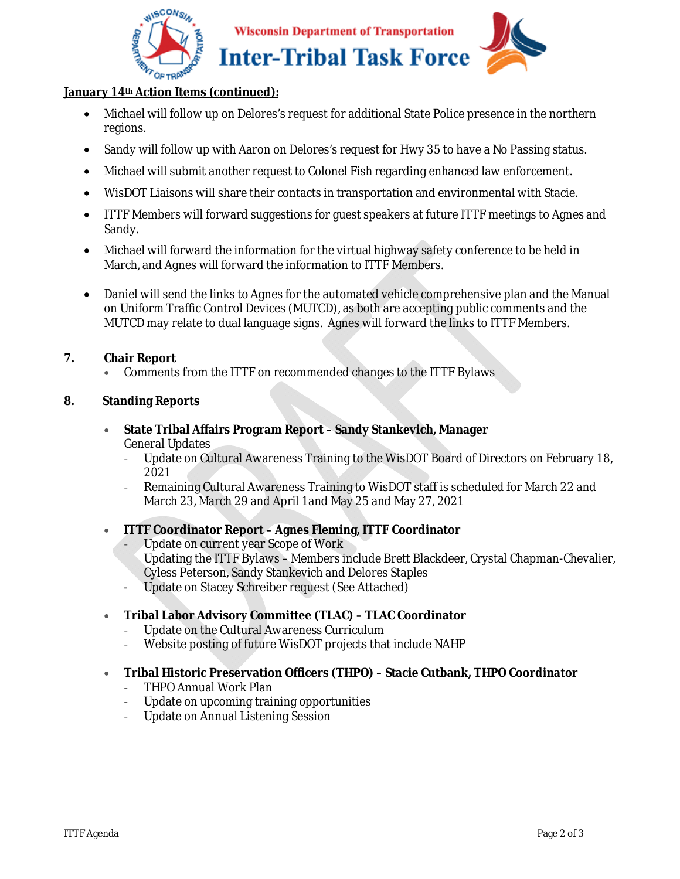**January 14th Action Items (continued):**

- Michael will follow up on Delores's request for additional State Police presence in the northern regions.
- Sandy will follow up with Aaron on Delores's request for Hwy 35 to have a No Passing status.
- Michael will submit another request to Colonel Fish regarding enhanced law enforcement.
- WisDOT Liaisons will share their contacts in transportation and environmental with Stacie.
- ITTF Members will forward suggestions for guest speakers at future ITTF meetings to Agnes and Sandy.
- Michael will forward the information for the virtual highway safety conference to be held in March, and Agnes will forward the information to ITTF Members.
- Daniel will send the links to Agnes for the automated vehicle comprehensive plan and the Manual on Uniform Traffic Control Devices (MUTCD), as both are accepting public comments and the MUTCD may relate to dual language signs. Agnes will forward the links to ITTF Members.

**7. Chair Report**

- Comments from the ITTF on recommended changes to the ITTF Bylaws

**8. Standing Reports**

- **State Tribal Affairs Program Report – Sandy Stankevich, Manager**
  General Updates
  - Update on Cultural Awareness Training to the WisDOT Board of Directors on February 18, 2021
  - Remaining Cultural Awareness Training to WisDOT staff is scheduled for March 22 and March 23, March 29 and April 1and May 25 and May 27, 2021

- **ITTF Coordinator Report – Agnes Fleming, ITTF Coordinator**
  - Update on current year Scope of Work
    Updating the ITTF Bylaws – Members include Brett Blackdeer, Crystal Chapman-Chevalier, Cyless Peterson, Sandy Stankevich and Delores Staples
  - Update on Stacey Schreiber request (See Attached)

- **Tribal Labor Advisory Committee (TLAC) – TLAC Coordinator**
  - Update on the Cultural Awareness Curriculum
  - Website posting of future WisDOT projects that include NAHP

- **Tribal Historic Preservation Officers (THPO) – Stacie Cutbank, THPO Coordinator**
  - THPO Annual Work Plan
  - Update on upcoming training opportunities
  - Update on Annual Listening Session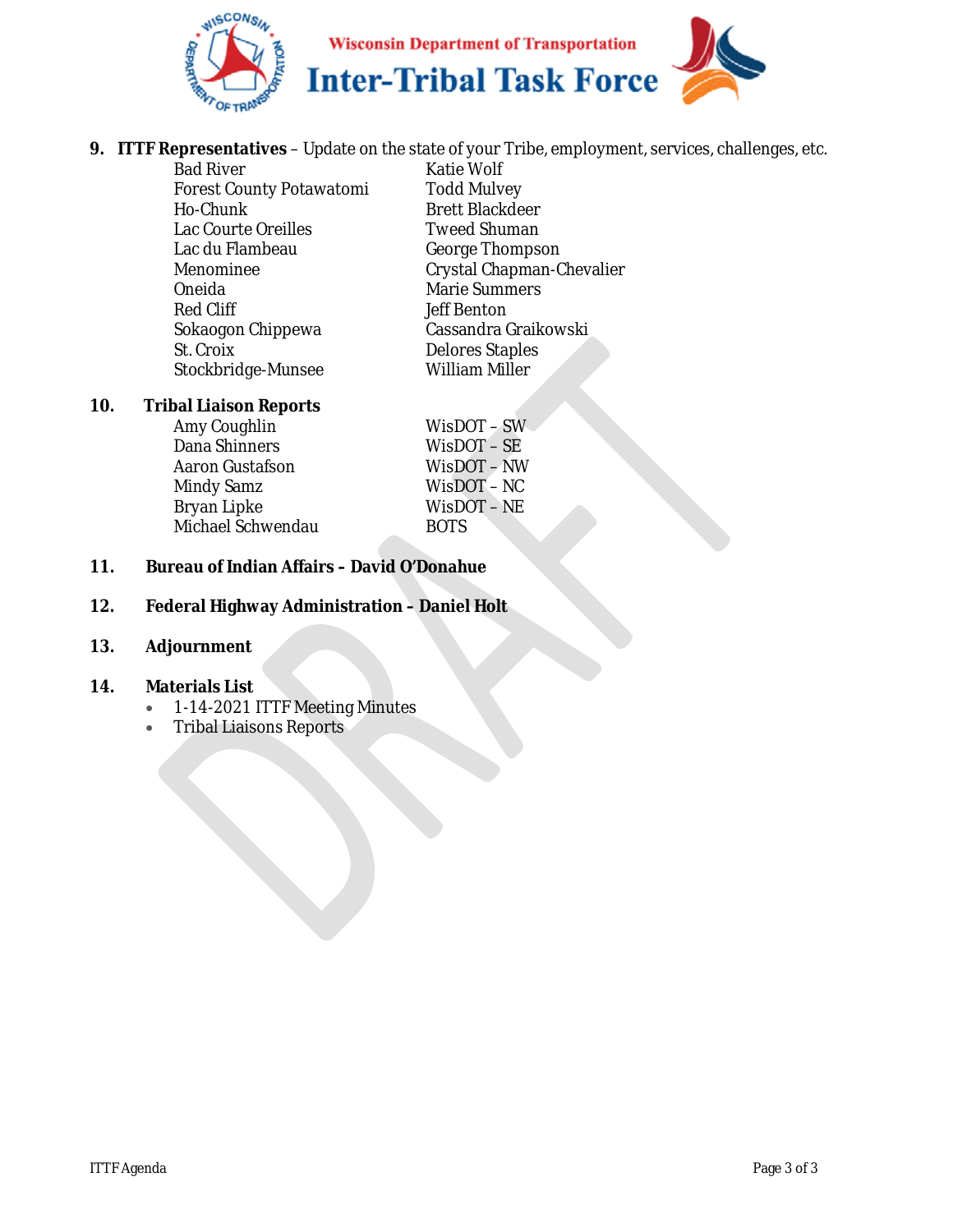9. **ITTF Representatives** – Update on the state of your Tribe, employment, services, challenges, etc.

| | |
|---|---|
| Bad River | Katie Wolf |
| Forest County Potawatomi | Todd Mulvey |
| Ho-Chunk | Brett Blackdeer |
| Lac Courte Oreilles | Tweed Shuman |
| Lac du Flambeau | George Thompson |
| Menominee | Crystal Chapman-Chevalier |
| Oneida | Marie Summers |
| Red Cliff | Jeff Benton |
| Sokaogon Chippewa | Cassandra Graikowski |
| St. Croix | Delores Staples |
| Stockbridge-Munsee | William Miller |

10. **Tribal Liaison Reports**

| | |
|---|---|
| Amy Coughlin | WisDOT – SW |
| Dana Shinners | WisDOT – SE |
| Aaron Gustafson | WisDOT – NW |
| Mindy Samz | WisDOT – NC |
| Bryan Lipke | WisDOT – NE |
| Michael Schwendau | BOTS |

11. **Bureau of Indian Affairs – David O'Donahue**

12. **Federal Highway Administration – Daniel Holt**

13. **Adjournment**

14. **Materials List**
    - 1-14-2021 ITTF Meeting Minutes
    - Tribal Liaisons Reports